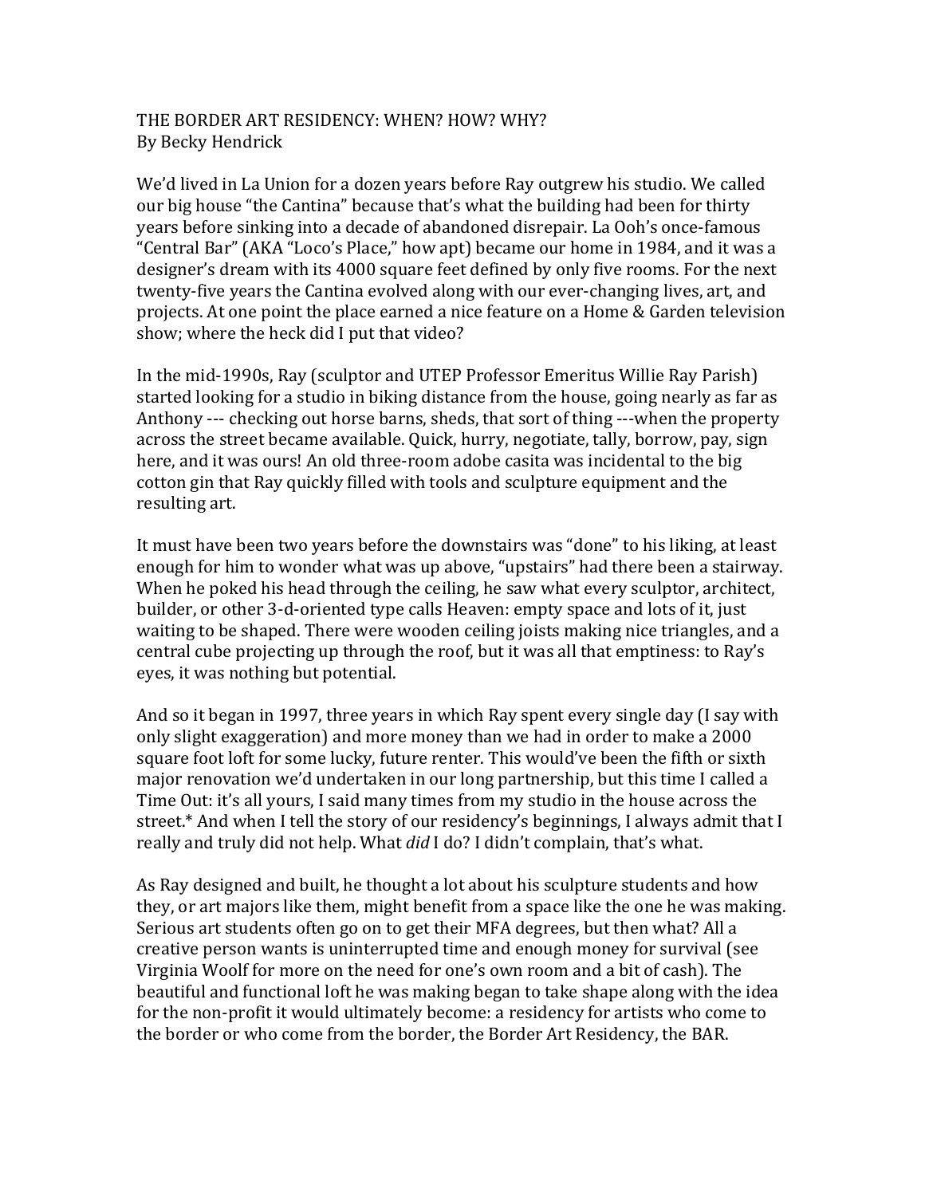THE BORDER ART RESIDENCY: WHEN? HOW? WHY?
By Becky Hendrick

We'd lived in La Union for a dozen years before Ray outgrew his studio. We called our big house "the Cantina" because that's what the building had been for thirty years before sinking into a decade of abandoned disrepair. La Ooh's once-famous "Central Bar" (AKA "Loco's Place," how apt) became our home in 1984, and it was a designer's dream with its 4000 square feet defined by only five rooms. For the next twenty-five years the Cantina evolved along with our ever-changing lives, art, and projects. At one point the place earned a nice feature on a Home & Garden television show; where the heck did I put that video?

In the mid-1990s, Ray (sculptor and UTEP Professor Emeritus Willie Ray Parish) started looking for a studio in biking distance from the house, going nearly as far as Anthony --- checking out horse barns, sheds, that sort of thing ---when the property across the street became available. Quick, hurry, negotiate, tally, borrow, pay, sign here, and it was ours! An old three-room adobe casita was incidental to the big cotton gin that Ray quickly filled with tools and sculpture equipment and the resulting art.

It must have been two years before the downstairs was "done" to his liking, at least enough for him to wonder what was up above, "upstairs" had there been a stairway. When he poked his head through the ceiling, he saw what every sculptor, architect, builder, or other 3-d-oriented type calls Heaven: empty space and lots of it, just waiting to be shaped. There were wooden ceiling joists making nice triangles, and a central cube projecting up through the roof, but it was all that emptiness: to Ray's eyes, it was nothing but potential.

And so it began in 1997, three years in which Ray spent every single day (I say with only slight exaggeration) and more money than we had in order to make a 2000 square foot loft for some lucky, future renter. This would've been the fifth or sixth major renovation we'd undertaken in our long partnership, but this time I called a Time Out: it's all yours, I said many times from my studio in the house across the street.* And when I tell the story of our residency's beginnings, I always admit that I really and truly did not help. What *did* I do? I didn't complain, that's what.

As Ray designed and built, he thought a lot about his sculpture students and how they, or art majors like them, might benefit from a space like the one he was making. Serious art students often go on to get their MFA degrees, but then what? All a creative person wants is uninterrupted time and enough money for survival (see Virginia Woolf for more on the need for one's own room and a bit of cash). The beautiful and functional loft he was making began to take shape along with the idea for the non-profit it would ultimately become: a residency for artists who come to the border or who come from the border, the Border Art Residency, the BAR.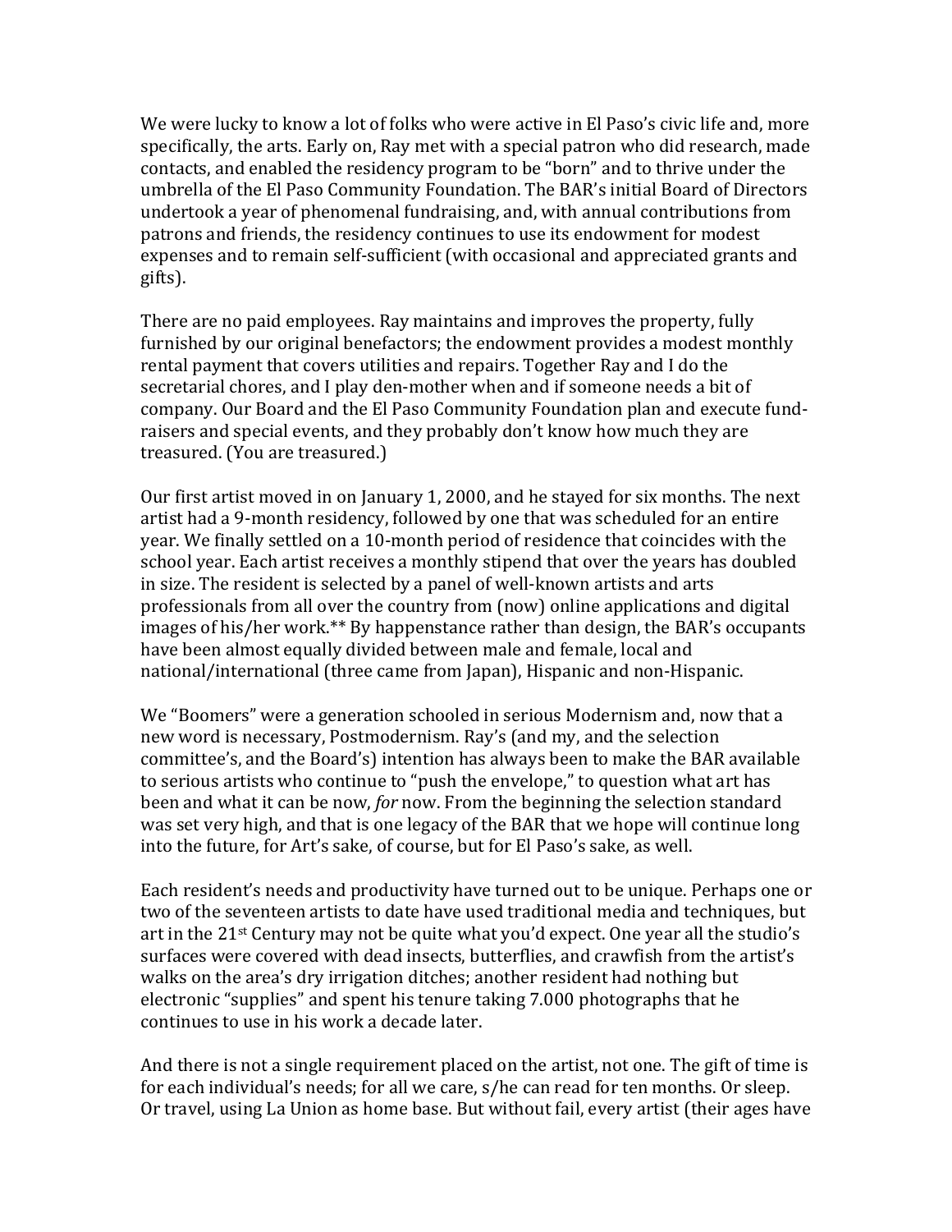We were lucky to know a lot of folks who were active in El Paso's civic life and, more specifically, the arts. Early on, Ray met with a special patron who did research, made contacts, and enabled the residency program to be "born" and to thrive under the umbrella of the El Paso Community Foundation. The BAR's initial Board of Directors undertook a year of phenomenal fundraising, and, with annual contributions from patrons and friends, the residency continues to use its endowment for modest expenses and to remain self-sufficient (with occasional and appreciated grants and gifts).

There are no paid employees. Ray maintains and improves the property, fully furnished by our original benefactors; the endowment provides a modest monthly rental payment that covers utilities and repairs. Together Ray and I do the secretarial chores, and I play den-mother when and if someone needs a bit of company. Our Board and the El Paso Community Foundation plan and execute fund-raisers and special events, and they probably don't know how much they are treasured. (You are treasured.)

Our first artist moved in on January 1, 2000, and he stayed for six months. The next artist had a 9-month residency, followed by one that was scheduled for an entire year. We finally settled on a 10-month period of residence that coincides with the school year. Each artist receives a monthly stipend that over the years has doubled in size. The resident is selected by a panel of well-known artists and arts professionals from all over the country from (now) online applications and digital images of his/her work.** By happenstance rather than design, the BAR's occupants have been almost equally divided between male and female, local and national/international (three came from Japan), Hispanic and non-Hispanic.

We "Boomers" were a generation schooled in serious Modernism and, now that a new word is necessary, Postmodernism. Ray's (and my, and the selection committee's, and the Board's) intention has always been to make the BAR available to serious artists who continue to "push the envelope," to question what art has been and what it can be now, *for* now. From the beginning the selection standard was set very high, and that is one legacy of the BAR that we hope will continue long into the future, for Art's sake, of course, but for El Paso's sake, as well.

Each resident's needs and productivity have turned out to be unique. Perhaps one or two of the seventeen artists to date have used traditional media and techniques, but art in the 21st Century may not be quite what you'd expect. One year all the studio's surfaces were covered with dead insects, butterflies, and crawfish from the artist's walks on the area's dry irrigation ditches; another resident had nothing but electronic "supplies" and spent his tenure taking 7.000 photographs that he continues to use in his work a decade later.

And there is not a single requirement placed on the artist, not one. The gift of time is for each individual's needs; for all we care, s/he can read for ten months. Or sleep. Or travel, using La Union as home base. But without fail, every artist (their ages have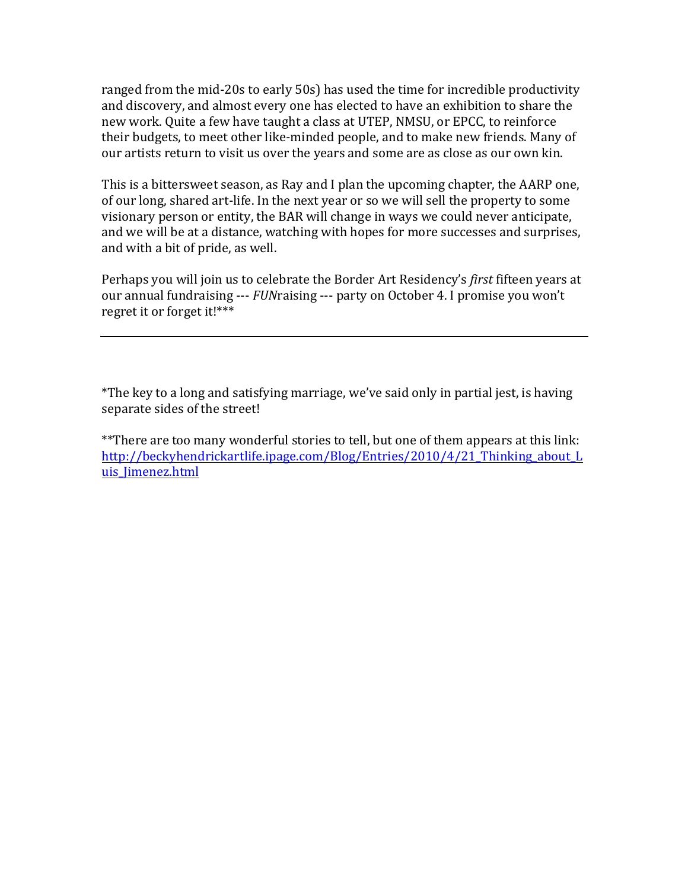ranged from the mid-20s to early 50s) has used the time for incredible productivity and discovery, and almost every one has elected to have an exhibition to share the new work. Quite a few have taught a class at UTEP, NMSU, or EPCC, to reinforce their budgets, to meet other like-minded people, and to make new friends. Many of our artists return to visit us over the years and some are as close as our own kin.

This is a bittersweet season, as Ray and I plan the upcoming chapter, the AARP one, of our long, shared art-life. In the next year or so we will sell the property to some visionary person or entity, the BAR will change in ways we could never anticipate, and we will be at a distance, watching with hopes for more successes and surprises, and with a bit of pride, as well.

Perhaps you will join us to celebrate the Border Art Residency's *first* fifteen years at our annual fundraising --- *FUN*raising --- party on October 4. I promise you won't regret it or forget it!***

---

*The key to a long and satisfying marriage, we've said only in partial jest, is having separate sides of the street!

**There are too many wonderful stories to tell, but one of them appears at this link: [http://beckyhendrickartlife.ipage.com/Blog/Entries/2010/4/21_Thinking_about_Luis_Jimenez.html](http://beckyhendrickartlife.ipage.com/Blog/Entries/2010/4/21_Thinking_about_Luis_Jimenez.html)